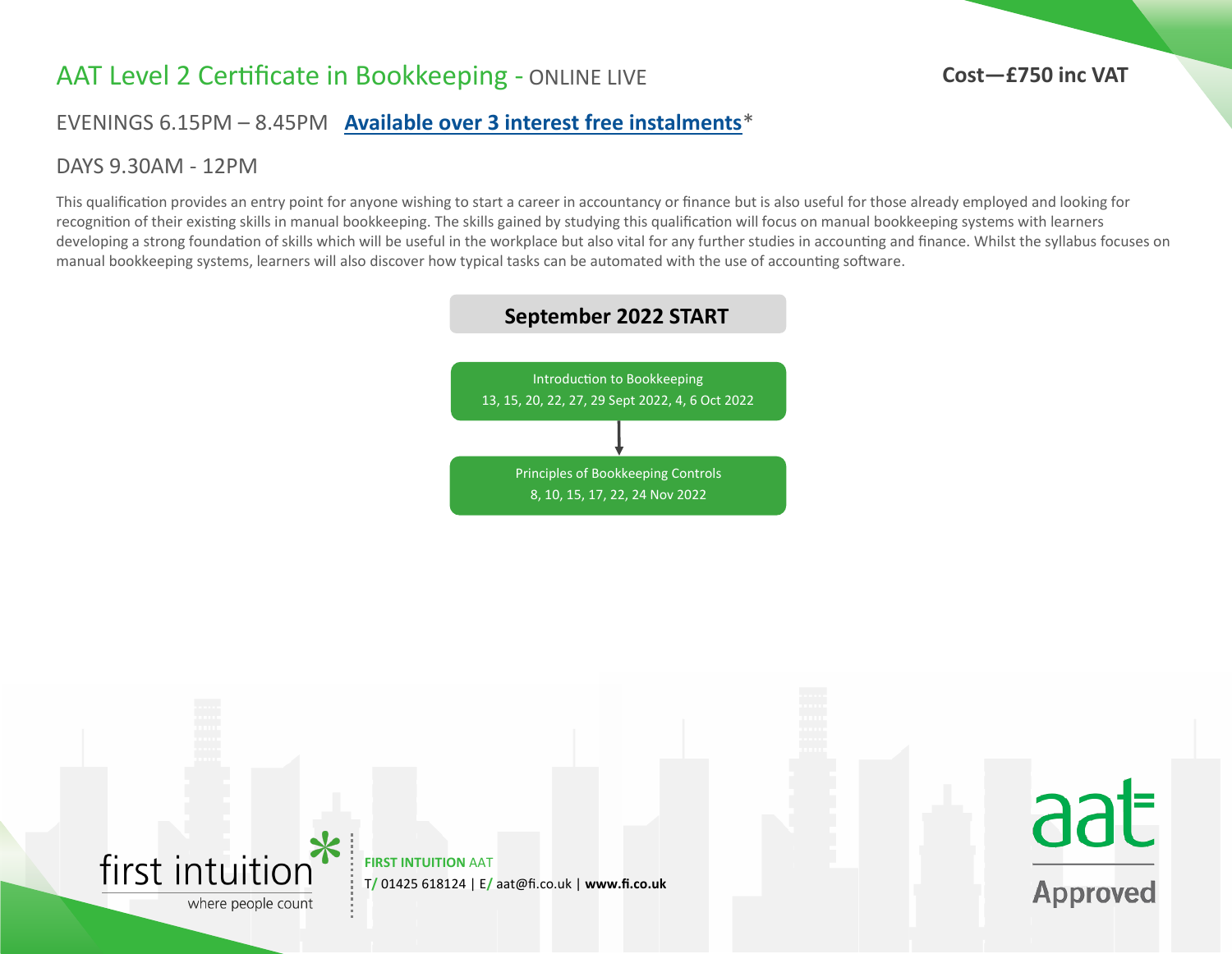# AAT Level 2 Certificate in Bookkeeping - ONLINE LIVE

**Cost—£750 inc VAT**

EVENINGS 6.15PM – 8.45PM **Available over 3 interest free instalments***

DAYS 9.30AM - 12PM

This qualification provides an entry point for anyone wishing to start a career in accountancy or finance but is also useful for those already employed and looking for recognition of their existing skills in manual bookkeeping. The skills gained by studying this qualification will focus on manual bookkeeping systems with learners developing a strong foundation of skills which will be useful in the workplace but also vital for any further studies in accounting and finance. Whilst the syllabus focuses on manual bookkeeping systems, learners will also discover how typical tasks can be automated with the use of accounting software.

## September 2022 START

Introduction to Bookkeeping
13, 15, 20, 22, 27, 29 Sept 2022, 4, 6 Oct 2022

↓

Principles of Bookkeeping Controls
8, 10, 15, 17, 22, 24 Nov 2022

first intuition — where people count

**FIRST INTUITION** AAT
T/ 01425 618124 | E/ aat@fi.co.uk | **www.fi.co.uk**

aat Approved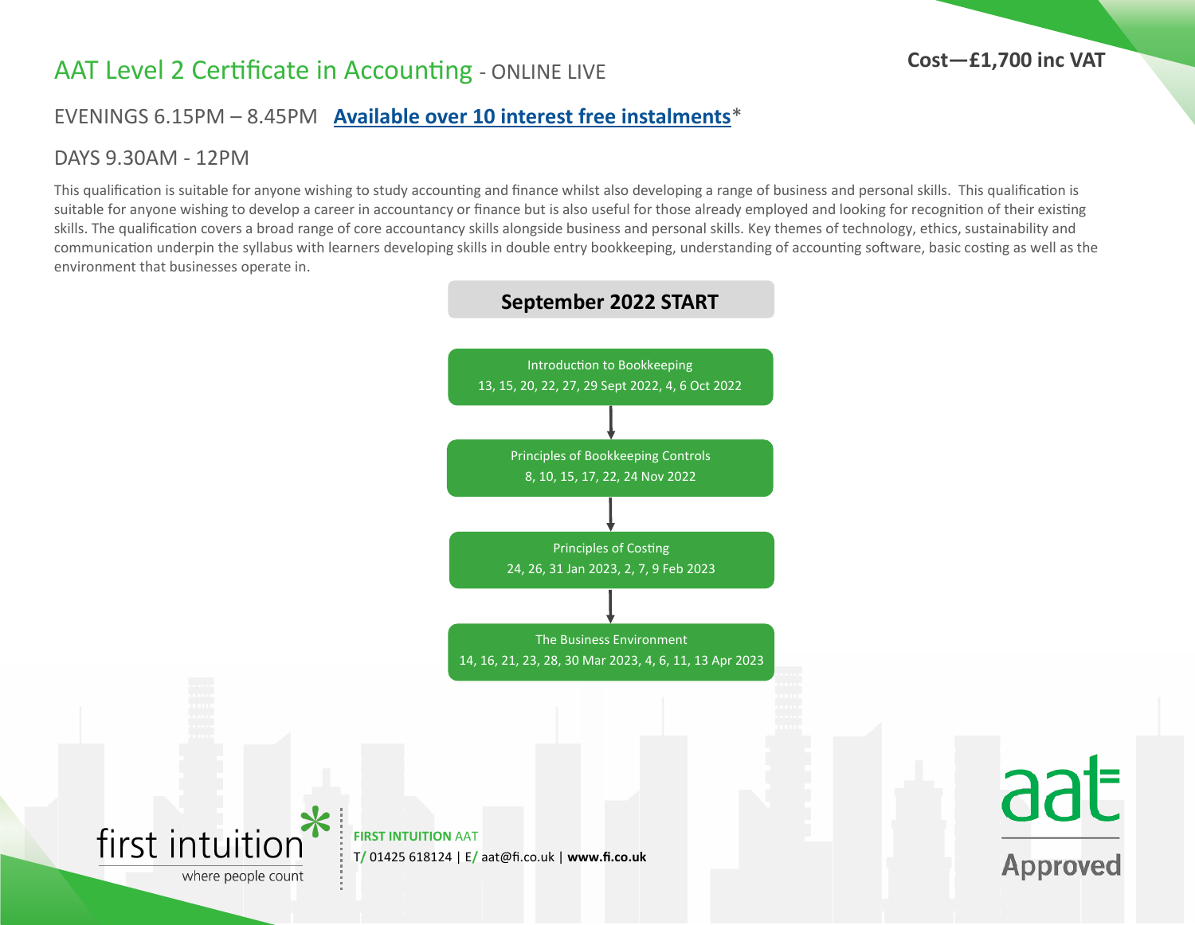# AAT Level 2 Certificate in Accounting - ONLINE LIVE

**Cost—£1,700 inc VAT**

EVENINGS 6.15PM – 8.45PM **Available over 10 interest free instalments***

DAYS 9.30AM - 12PM

This qualification is suitable for anyone wishing to study accounting and finance whilst also developing a range of business and personal skills. This qualification is suitable for anyone wishing to develop a career in accountancy or finance but is also useful for those already employed and looking for recognition of their existing skills. The qualification covers a broad range of core accountancy skills alongside business and personal skills. Key themes of technology, ethics, sustainability and communication underpin the syllabus with learners developing skills in double entry bookkeeping, understanding of accounting software, basic costing as well as the environment that businesses operate in.

## September 2022 START

**Introduction to Bookkeeping**
13, 15, 20, 22, 27, 29 Sept 2022, 4, 6 Oct 2022

↓

**Principles of Bookkeeping Controls**
8, 10, 15, 17, 22, 24 Nov 2022

↓

**Principles of Costing**
24, 26, 31 Jan 2023, 2, 7, 9 Feb 2023

↓

**The Business Environment**
14, 16, 21, 23, 28, 30 Mar 2023, 4, 6, 11, 13 Apr 2023

first intuition — where people count

**FIRST INTUITION** AAT
T/ 01425 618124 | E/ aat@fi.co.uk | **www.fi.co.uk**

aat Approved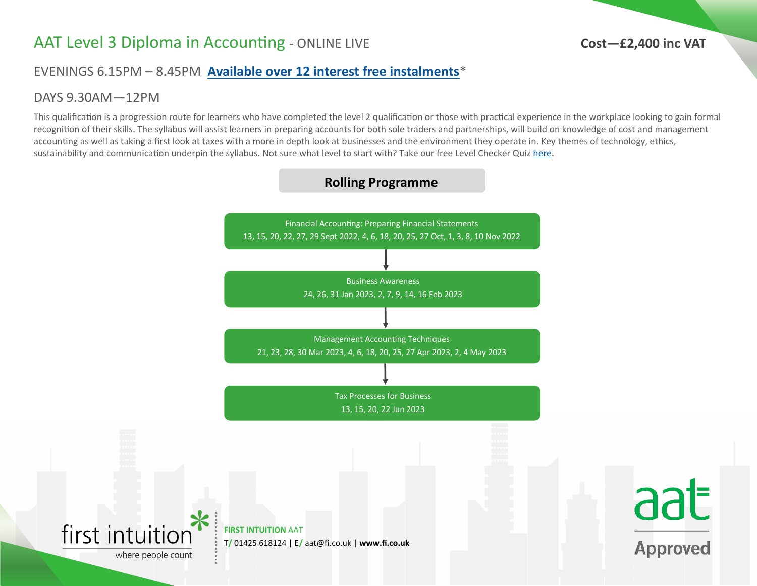# AAT Level 3 Diploma in Accounting - ONLINE LIVE

**Cost—£2,400 inc VAT**

EVENINGS 6.15PM – 8.45PM **Available over 12 interest free instalments***

DAYS 9.30AM—12PM

This qualification is a progression route for learners who have completed the level 2 qualification or those with practical experience in the workplace looking to gain formal recognition of their skills. The syllabus will assist learners in preparing accounts for both sole traders and partnerships, will build on knowledge of cost and management accounting as well as taking a first look at taxes with a more in depth look at businesses and the environment they operate in. Key themes of technology, ethics, sustainability and communication underpin the syllabus. Not sure what level to start with? Take our free Level Checker Quiz here.

## Rolling Programme

**Financial Accounting: Preparing Financial Statements**
13, 15, 20, 22, 27, 29 Sept 2022, 4, 6, 18, 20, 25, 27 Oct, 1, 3, 8, 10 Nov 2022

↓

**Business Awareness**
24, 26, 31 Jan 2023, 2, 7, 9, 14, 16 Feb 2023

↓

**Management Accounting Techniques**
21, 23, 28, 30 Mar 2023, 4, 6, 18, 20, 25, 27 Apr 2023, 2, 4 May 2023

↓

**Tax Processes for Business**
13, 15, 20, 22 Jun 2023

first intuition – where people count

**FIRST INTUITION** AAT
T/ 01425 618124 | E/ aat@fi.co.uk | **www.fi.co.uk**

aat Approved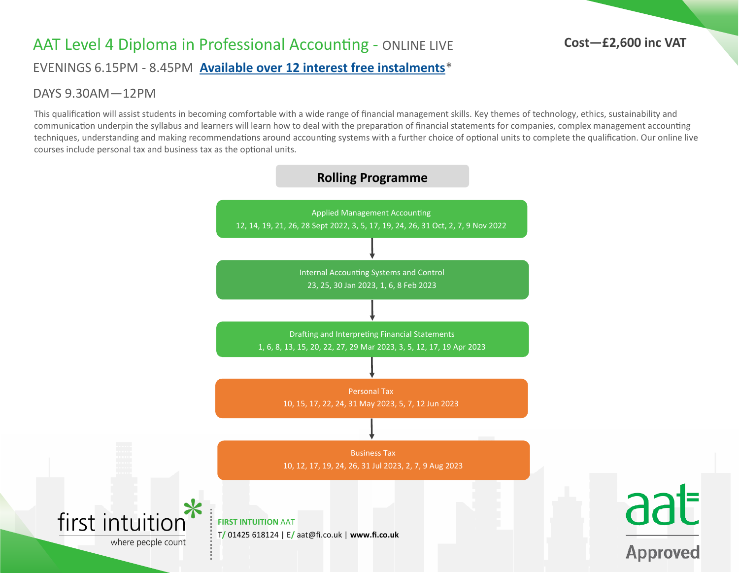# AAT Level 4 Diploma in Professional Accounting - ONLINE LIVE

**Cost—£2,600 inc VAT**

EVENINGS 6.15PM - 8.45PM **Available over 12 interest free instalments***

DAYS 9.30AM—12PM

This qualification will assist students in becoming comfortable with a wide range of financial management skills. Key themes of technology, ethics, sustainability and communication underpin the syllabus and learners will learn how to deal with the preparation of financial statements for companies, complex management accounting techniques, understanding and making recommendations around accounting systems with a further choice of optional units to complete the qualification. Our online live courses include personal tax and business tax as the optional units.

## Rolling Programme

**Applied Management Accounting**
12, 14, 19, 21, 26, 28 Sept 2022, 3, 5, 17, 19, 24, 26, 31 Oct, 2, 7, 9 Nov 2022

↓

**Internal Accounting Systems and Control**
23, 25, 30 Jan 2023, 1, 6, 8 Feb 2023

↓

**Drafting and Interpreting Financial Statements**
1, 6, 8, 13, 15, 20, 22, 27, 29 Mar 2023, 3, 5, 12, 17, 19 Apr 2023

↓

**Personal Tax**
10, 15, 17, 22, 24, 31 May 2023, 5, 7, 12 Jun 2023

↓

**Business Tax**
10, 12, 17, 19, 24, 26, 31 Jul 2023, 2, 7, 9 Aug 2023

first intuition — where people count

**FIRST INTUITION** AAT
T/ 01425 618124 | E/ aat@fi.co.uk | **www.fi.co.uk**

aat Approved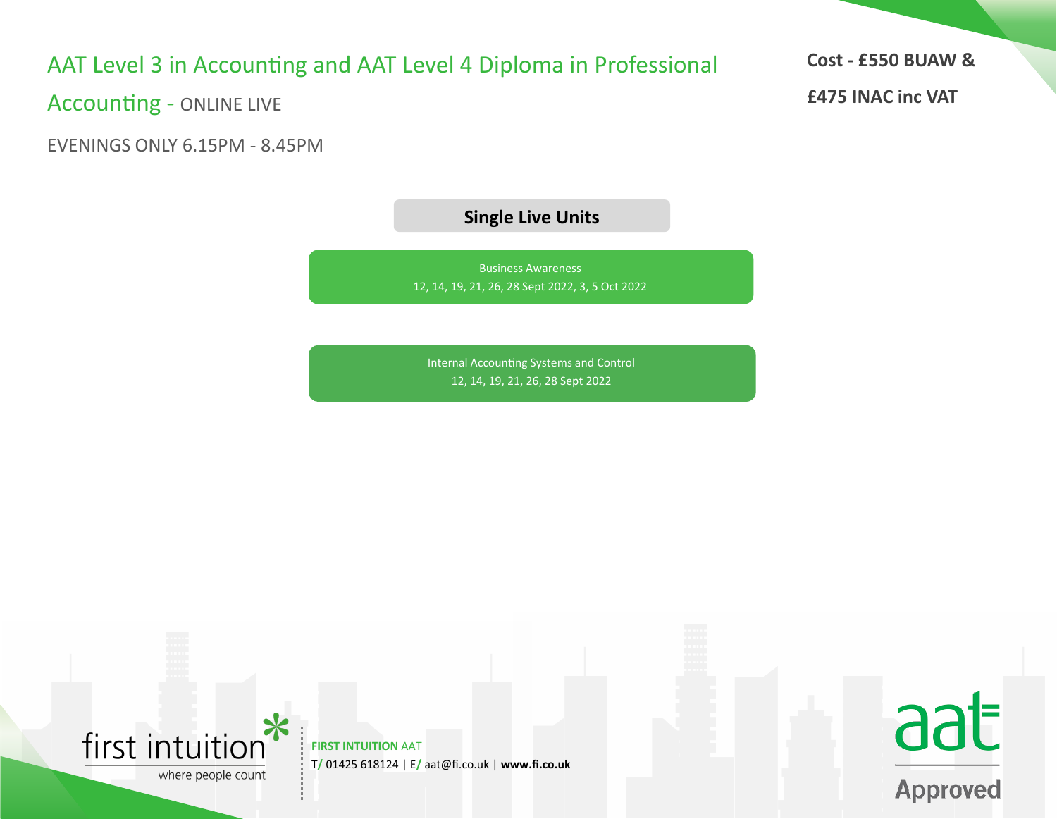# AAT Level 3 in Accounting and AAT Level 4 Diploma in Professional Accounting - ONLINE LIVE

**Cost - £550 BUAW &**

**£475 INAC inc VAT**

EVENINGS ONLY 6.15PM - 8.45PM

## Single Live Units

Business Awareness
12, 14, 19, 21, 26, 28 Sept 2022, 3, 5 Oct 2022

Internal Accounting Systems and Control
12, 14, 19, 21, 26, 28 Sept 2022

first intuition
where people count

**FIRST INTUITION** AAT
T/ 01425 618124 | E/ aat@fi.co.uk | **www.fi.co.uk**

aat Approved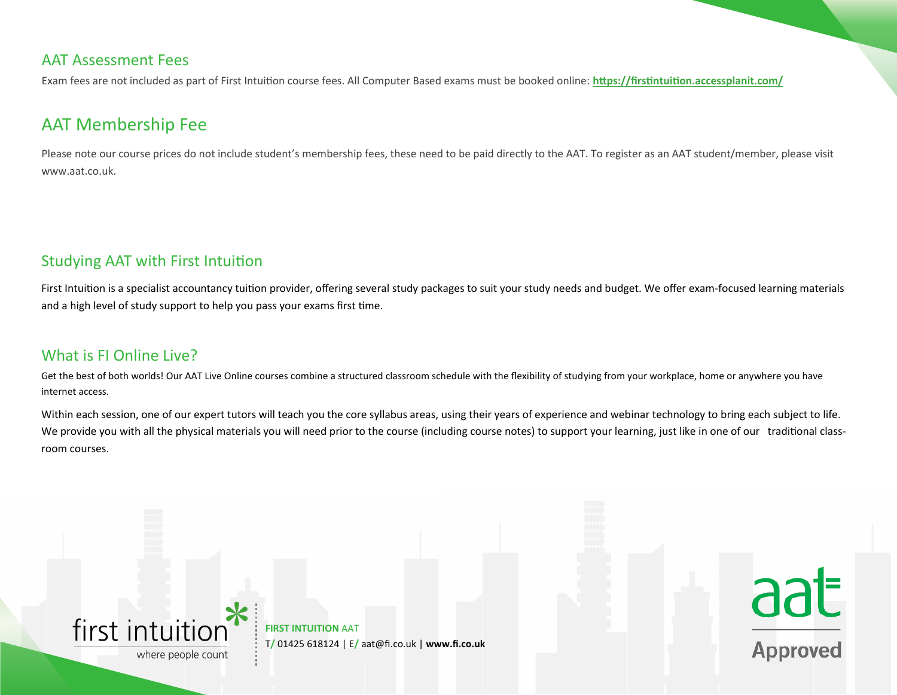## AAT Assessment Fees

Exam fees are not included as part of First Intuition course fees. All Computer Based exams must be booked online: **https://firstintuition.accessplanit.com/**

## AAT Membership Fee

Please note our course prices do not include student's membership fees, these need to be paid directly to the AAT. To register as an AAT student/member, please visit www.aat.co.uk.

## Studying AAT with First Intuition

First Intuition is a specialist accountancy tuition provider, offering several study packages to suit your study needs and budget. We offer exam-focused learning materials and a high level of study support to help you pass your exams first time.

## What is FI Online Live?

Get the best of both worlds! Our AAT Live Online courses combine a structured classroom schedule with the flexibility of studying from your workplace, home or anywhere you have internet access.

Within each session, one of our expert tutors will teach you the core syllabus areas, using their years of experience and webinar technology to bring each subject to life. We provide you with all the physical materials you will need prior to the course (including course notes) to support your learning, just like in one of our traditional class-room courses.

first intuition
where people count

**FIRST INTUITION** AAT
T/ 01425 618124 | E/ aat@fi.co.uk | **www.fi.co.uk**

aat Approved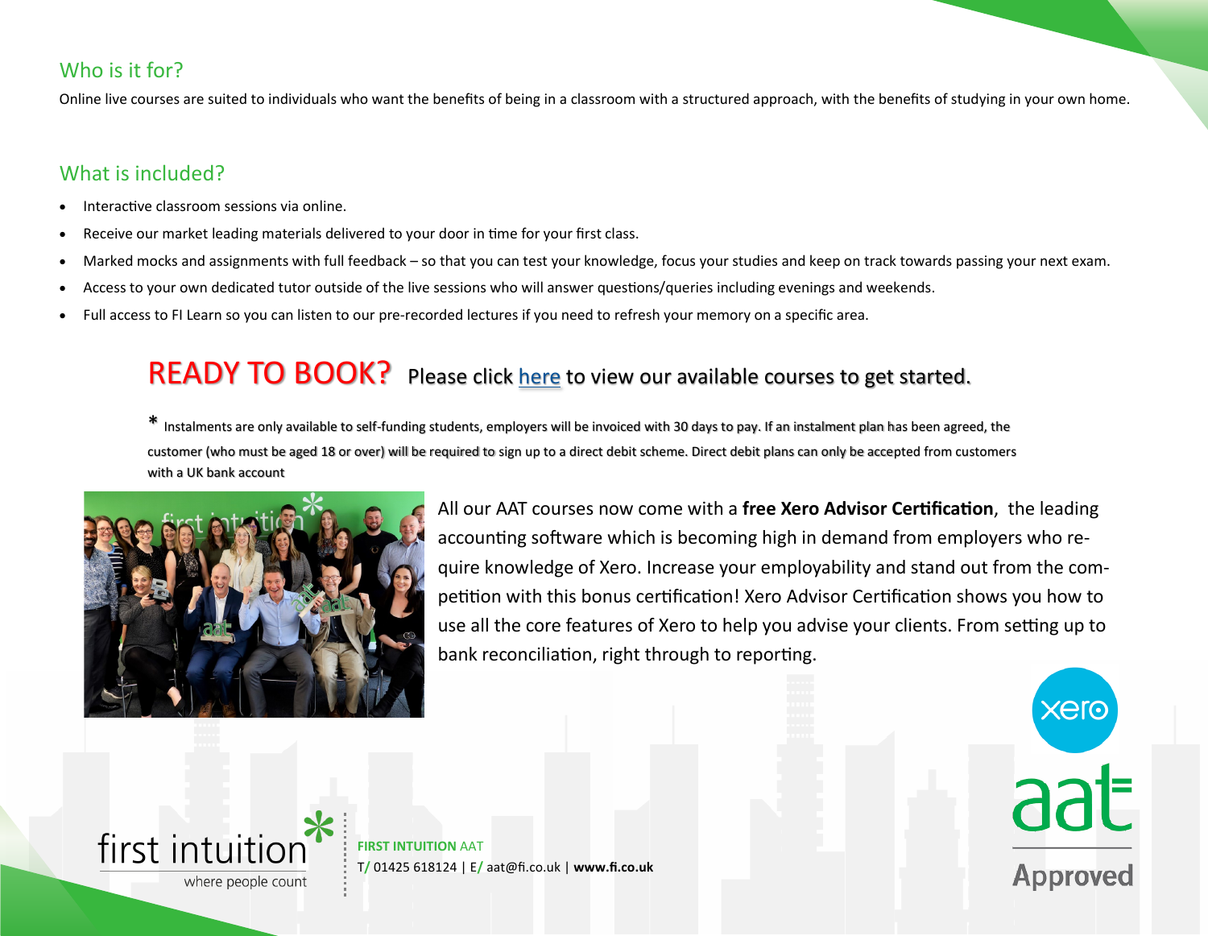## Who is it for?

Online live courses are suited to individuals who want the benefits of being in a classroom with a structured approach, with the benefits of studying in your own home.

## What is included?

- Interactive classroom sessions via online.
- Receive our market leading materials delivered to your door in time for your first class.
- Marked mocks and assignments with full feedback – so that you can test your knowledge, focus your studies and keep on track towards passing your next exam.
- Access to your own dedicated tutor outside of the live sessions who will answer questions/queries including evenings and weekends.
- Full access to FI Learn so you can listen to our pre-recorded lectures if you need to refresh your memory on a specific area.

**READY TO BOOK?** Please click here to view our available courses to get started.

* Instalments are only available to self-funding students, employers will be invoiced with 30 days to pay. If an instalment plan has been agreed, the customer (who must be aged 18 or over) will be required to sign up to a direct debit scheme. Direct debit plans can only be accepted from customers with a UK bank account

All our AAT courses now come with a **free Xero Advisor Certification**, the leading accounting software which is becoming high in demand from employers who require knowledge of Xero. Increase your employability and stand out from the competition with this bonus certification! Xero Advisor Certification shows you how to use all the core features of Xero to help you advise your clients. From setting up to bank reconciliation, right through to reporting.

xero

aat

Approved

first intuition

where people count

FIRST INTUITION AAT

T/ 01425 618124 | E/ aat@fi.co.uk | **www.fi.co.uk**